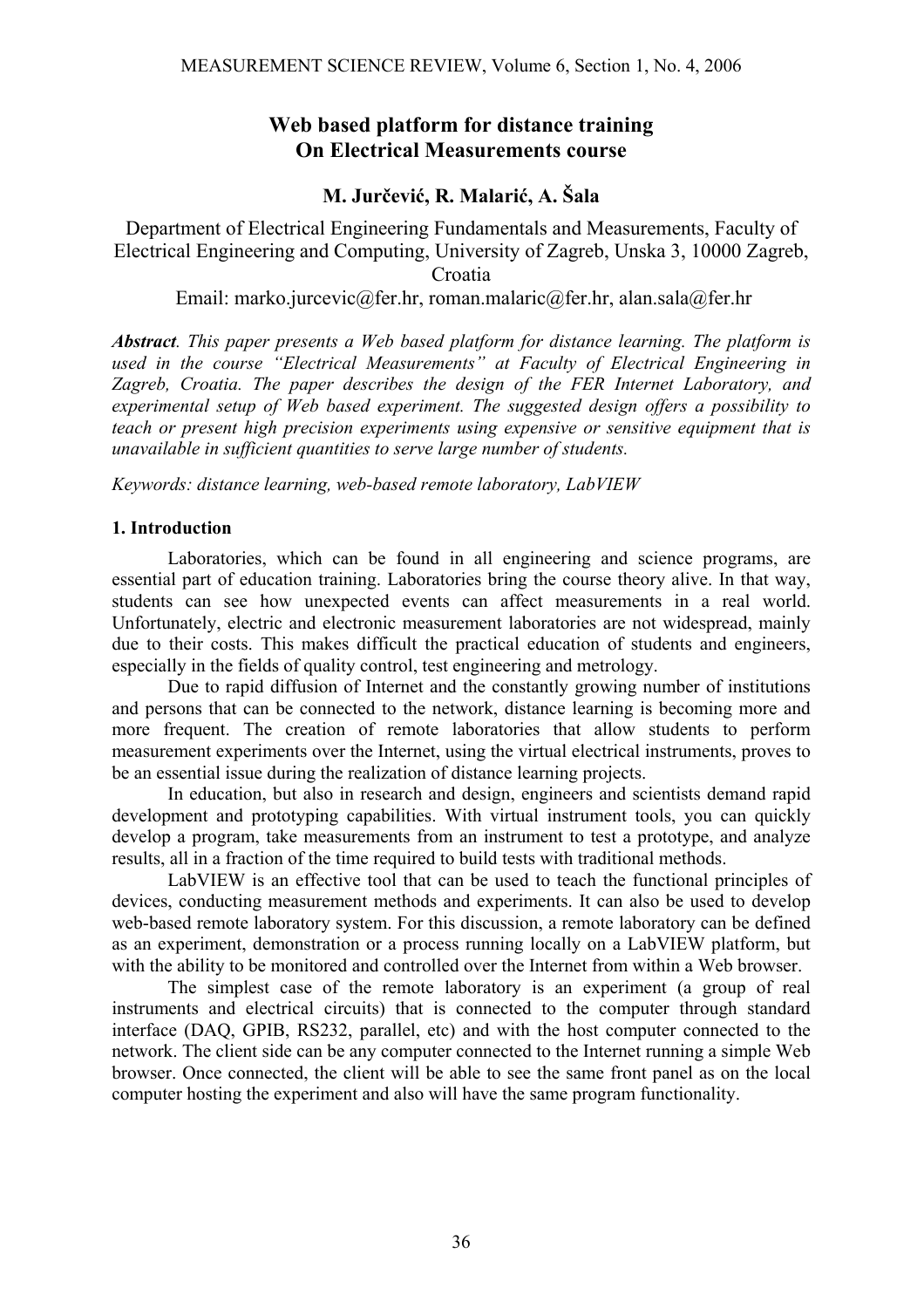# Web based platform for distance training On Electrical Measurements course

**M. Jurčević, R. Malarić, A. Šala**

Department of Electrical Engineering Fundamentals and Measurements, Faculty of Electrical Engineering and Computing, University of Zagreb, Unska 3, 10000 Zagreb, Croatia

Email: marko.jurcevic@fer.hr, roman.malaric@fer.hr, alan.sala@fer.hr

***Abstract**. This paper presents a Web based platform for distance learning. The platform is used in the course "Electrical Measurements" at Faculty of Electrical Engineering in Zagreb, Croatia. The paper describes the design of the FER Internet Laboratory, and experimental setup of Web based experiment. The suggested design offers a possibility to teach or present high precision experiments using expensive or sensitive equipment that is unavailable in sufficient quantities to serve large number of students.*

*Keywords: distance learning, web-based remote laboratory, LabVIEW*

## 1. Introduction

Laboratories, which can be found in all engineering and science programs, are essential part of education training. Laboratories bring the course theory alive. In that way, students can see how unexpected events can affect measurements in a real world. Unfortunately, electric and electronic measurement laboratories are not widespread, mainly due to their costs. This makes difficult the practical education of students and engineers, especially in the fields of quality control, test engineering and metrology.

Due to rapid diffusion of Internet and the constantly growing number of institutions and persons that can be connected to the network, distance learning is becoming more and more frequent. The creation of remote laboratories that allow students to perform measurement experiments over the Internet, using the virtual electrical instruments, proves to be an essential issue during the realization of distance learning projects.

In education, but also in research and design, engineers and scientists demand rapid development and prototyping capabilities. With virtual instrument tools, you can quickly develop a program, take measurements from an instrument to test a prototype, and analyze results, all in a fraction of the time required to build tests with traditional methods.

LabVIEW is an effective tool that can be used to teach the functional principles of devices, conducting measurement methods and experiments. It can also be used to develop web-based remote laboratory system. For this discussion, a remote laboratory can be defined as an experiment, demonstration or a process running locally on a LabVIEW platform, but with the ability to be monitored and controlled over the Internet from within a Web browser.

The simplest case of the remote laboratory is an experiment (a group of real instruments and electrical circuits) that is connected to the computer through standard interface (DAQ, GPIB, RS232, parallel, etc) and with the host computer connected to the network. The client side can be any computer connected to the Internet running a simple Web browser. Once connected, the client will be able to see the same front panel as on the local computer hosting the experiment and also will have the same program functionality.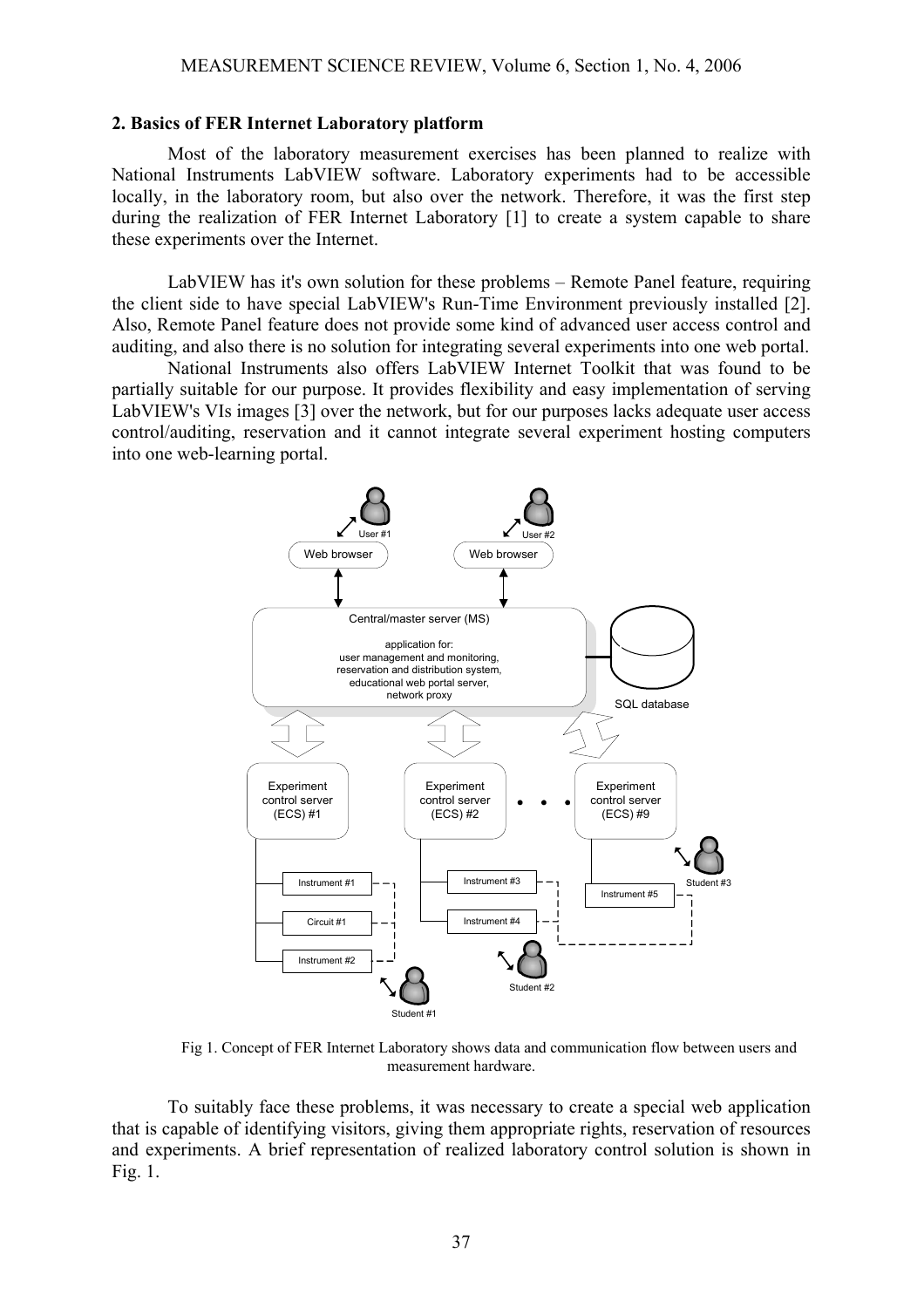## 2. Basics of FER Internet Laboratory platform

Most of the laboratory measurement exercises has been planned to realize with National Instruments LabVIEW software. Laboratory experiments had to be accessible locally, in the laboratory room, but also over the network. Therefore, it was the first step during the realization of FER Internet Laboratory [1] to create a system capable to share these experiments over the Internet.

LabVIEW has it's own solution for these problems – Remote Panel feature, requiring the client side to have special LabVIEW's Run-Time Environment previously installed [2]. Also, Remote Panel feature does not provide some kind of advanced user access control and auditing, and also there is no solution for integrating several experiments into one web portal.

National Instruments also offers LabVIEW Internet Toolkit that was found to be partially suitable for our purpose. It provides flexibility and easy implementation of serving LabVIEW's VIs images [3] over the network, but for our purposes lacks adequate user access control/auditing, reservation and it cannot integrate several experiment hosting computers into one web-learning portal.

Fig 1. Concept of FER Internet Laboratory shows data and communication flow between users and measurement hardware.

To suitably face these problems, it was necessary to create a special web application that is capable of identifying visitors, giving them appropriate rights, reservation of resources and experiments. A brief representation of realized laboratory control solution is shown in Fig. 1.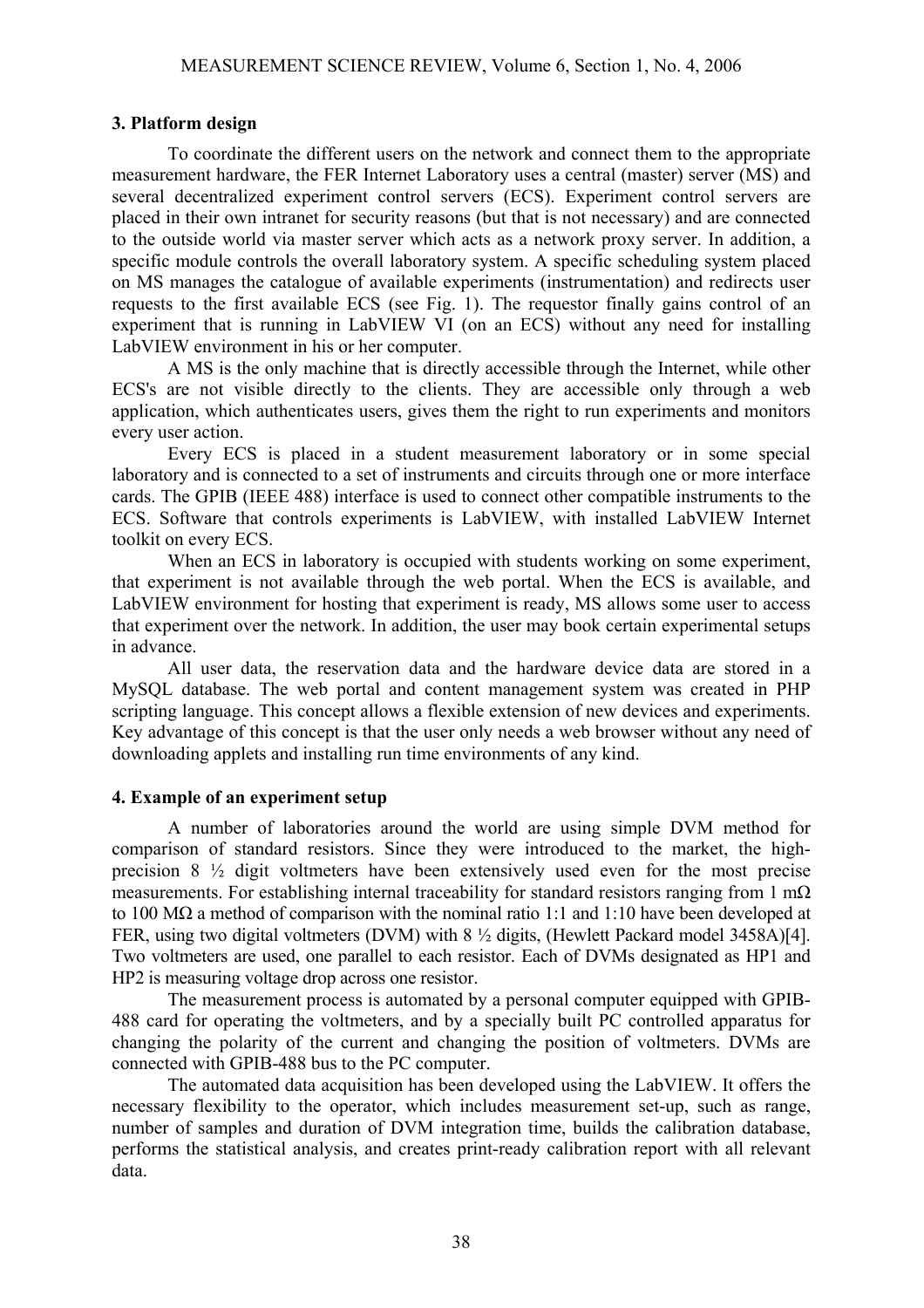## 3. Platform design

To coordinate the different users on the network and connect them to the appropriate measurement hardware, the FER Internet Laboratory uses a central (master) server (MS) and several decentralized experiment control servers (ECS). Experiment control servers are placed in their own intranet for security reasons (but that is not necessary) and are connected to the outside world via master server which acts as a network proxy server. In addition, a specific module controls the overall laboratory system. A specific scheduling system placed on MS manages the catalogue of available experiments (instrumentation) and redirects user requests to the first available ECS (see Fig. 1). The requestor finally gains control of an experiment that is running in LabVIEW VI (on an ECS) without any need for installing LabVIEW environment in his or her computer.

A MS is the only machine that is directly accessible through the Internet, while other ECS's are not visible directly to the clients. They are accessible only through a web application, which authenticates users, gives them the right to run experiments and monitors every user action.

Every ECS is placed in a student measurement laboratory or in some special laboratory and is connected to a set of instruments and circuits through one or more interface cards. The GPIB (IEEE 488) interface is used to connect other compatible instruments to the ECS. Software that controls experiments is LabVIEW, with installed LabVIEW Internet toolkit on every ECS.

When an ECS in laboratory is occupied with students working on some experiment, that experiment is not available through the web portal. When the ECS is available, and LabVIEW environment for hosting that experiment is ready, MS allows some user to access that experiment over the network. In addition, the user may book certain experimental setups in advance.

All user data, the reservation data and the hardware device data are stored in a MySQL database. The web portal and content management system was created in PHP scripting language. This concept allows a flexible extension of new devices and experiments. Key advantage of this concept is that the user only needs a web browser without any need of downloading applets and installing run time environments of any kind.

## 4. Example of an experiment setup

A number of laboratories around the world are using simple DVM method for comparison of standard resistors. Since they were introduced to the market, the high-precision 8 ½ digit voltmeters have been extensively used even for the most precise measurements. For establishing internal traceability for standard resistors ranging from 1 mΩ to 100 MΩ a method of comparison with the nominal ratio 1:1 and 1:10 have been developed at FER, using two digital voltmeters (DVM) with 8 ½ digits, (Hewlett Packard model 3458A)[4]. Two voltmeters are used, one parallel to each resistor. Each of DVMs designated as HP1 and HP2 is measuring voltage drop across one resistor.

The measurement process is automated by a personal computer equipped with GPIB-488 card for operating the voltmeters, and by a specially built PC controlled apparatus for changing the polarity of the current and changing the position of voltmeters. DVMs are connected with GPIB-488 bus to the PC computer.

The automated data acquisition has been developed using the LabVIEW. It offers the necessary flexibility to the operator, which includes measurement set-up, such as range, number of samples and duration of DVM integration time, builds the calibration database, performs the statistical analysis, and creates print-ready calibration report with all relevant data.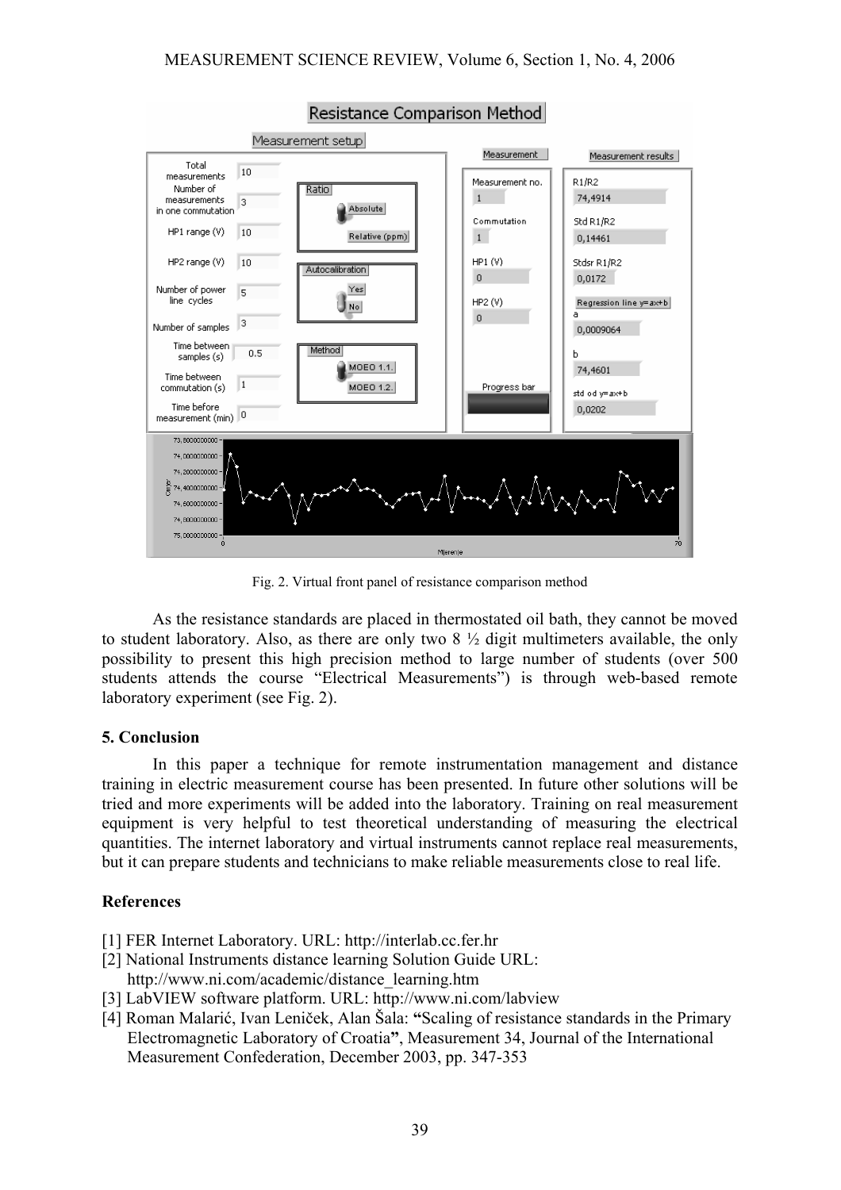Resistance Comparison Method

Measurement setup

Total measurements 10

Number of measurements in one commutation 3

HP1 range (V) 10

HP2 range (V) 10

Number of power line cycles 5

Number of samples 3

Time between samples (s) 0.5

Time between commutation (s) 1

Time before measurement (min) 0

Ratio: Absolute, Relative (ppm)

Autocalibration: Yes, No

Method: MOEO 1.1., MOEO 1.2.

Measurement

Measurement no. 1

Commutation 1

HP1 (V) 0

HP2 (V) 0

Progress bar

Measurement results

R1/R2 74,4914

Std R1/R2 0,14461

Stdsr R1/R2 0,0172

Regression line y=ax+b

a 0,0009064

b 74,4601

std od y=ax+b 0,0202

73,8000000000

74,0000000000

74,2000000000

74,4000000000

74,6000000000

74,8000000000

75,0000000000

0

70

Mjerenje

Fig. 2. Virtual front panel of resistance comparison method

As the resistance standards are placed in thermostated oil bath, they cannot be moved to student laboratory. Also, as there are only two 8 ½ digit multimeters available, the only possibility to present this high precision method to large number of students (over 500 students attends the course "Electrical Measurements") is through web-based remote laboratory experiment (see Fig. 2).

**5. Conclusion**

In this paper a technique for remote instrumentation management and distance training in electric measurement course has been presented. In future other solutions will be tried and more experiments will be added into the laboratory. Training on real measurement equipment is very helpful to test theoretical understanding of measuring the electrical quantities. The internet laboratory and virtual instruments cannot replace real measurements, but it can prepare students and technicians to make reliable measurements close to real life.

**References**

[1] FER Internet Laboratory. URL: http://interlab.cc.fer.hr

[2] National Instruments distance learning Solution Guide URL: http://www.ni.com/academic/distance_learning.htm

[3] LabVIEW software platform. URL: http://www.ni.com/labview

[4] Roman Malarić, Ivan Leniček, Alan Šala: **"**Scaling of resistance standards in the Primary Electromagnetic Laboratory of Croatia**"**, Measurement 34, Journal of the International Measurement Confederation, December 2003, pp. 347-353